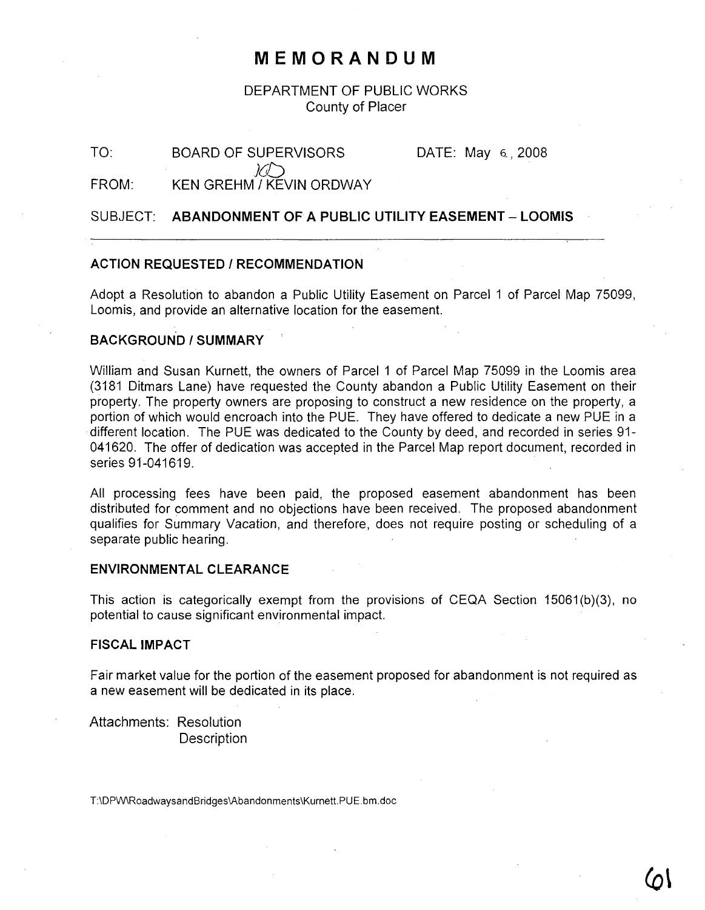# MEMORANDUM

DEPARTMENT OF PUBLIC WORKS
County of Placer

TO: BOARD OF SUPERVISORS DATE: May 6, 2008

FROM: KEN GREHM / KEVIN ORDWAY

SUBJECT: **ABANDONMENT OF A PUBLIC UTILITY EASEMENT – LOOMIS**

## ACTION REQUESTED / RECOMMENDATION

Adopt a Resolution to abandon a Public Utility Easement on Parcel 1 of Parcel Map 75099, Loomis, and provide an alternative location for the easement.

## BACKGROUND / SUMMARY

William and Susan Kurnett, the owners of Parcel 1 of Parcel Map 75099 in the Loomis area (3181 Ditmars Lane) have requested the County abandon a Public Utility Easement on their property. The property owners are proposing to construct a new residence on the property, a portion of which would encroach into the PUE. They have offered to dedicate a new PUE in a different location. The PUE was dedicated to the County by deed, and recorded in series 91-041620. The offer of dedication was accepted in the Parcel Map report document, recorded in series 91-041619.

All processing fees have been paid, the proposed easement abandonment has been distributed for comment and no objections have been received. The proposed abandonment qualifies for Summary Vacation, and therefore, does not require posting or scheduling of a separate public hearing.

## ENVIRONMENTAL CLEARANCE

This action is categorically exempt from the provisions of CEQA Section 15061(b)(3), no potential to cause significant environmental impact.

## FISCAL IMPACT

Fair market value for the portion of the easement proposed for abandonment is not required as a new easement will be dedicated in its place.

Attachments: Resolution
Description

T:\DPW\RoadwaysandBridges\Abandonments\Kurnett.PUE.bm.doc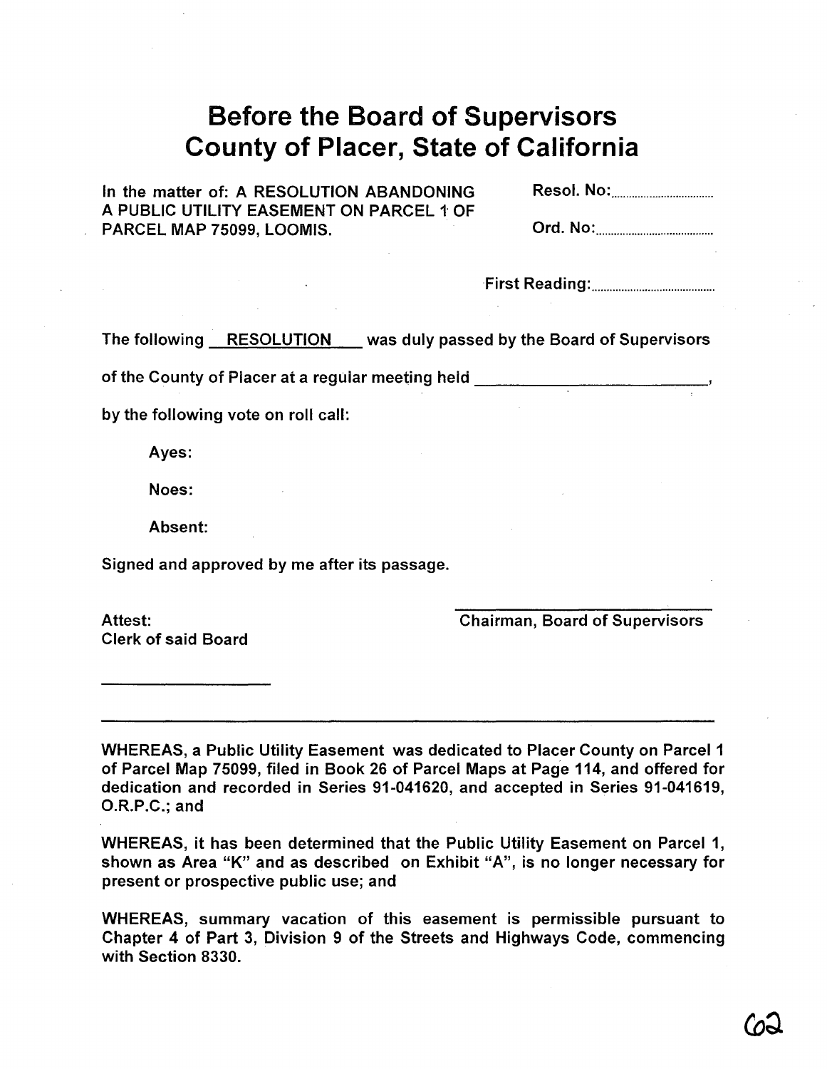# Before the Board of Supervisors
# County of Placer, State of California

In the matter of: A RESOLUTION ABANDONING A PUBLIC UTILITY EASEMENT ON PARCEL 1 OF PARCEL MAP 75099, LOOMIS.

Resol. No:..............................

Ord. No:..............................

First Reading:..............................

The following __RESOLUTION__ was duly passed by the Board of Supervisors

of the County of Placer at a regular meeting held ____________________,

by the following vote on roll call:

Ayes:

Noes:

Absent:

Signed and approved by me after its passage.

Attest:
Clerk of said Board

____________________

____________________
Chairman, Board of Supervisors

---

WHEREAS, a Public Utility Easement was dedicated to Placer County on Parcel 1 of Parcel Map 75099, filed in Book 26 of Parcel Maps at Page 114, and offered for dedication and recorded in Series 91-041620, and accepted in Series 91-041619, O.R.P.C.; and

WHEREAS, it has been determined that the Public Utility Easement on Parcel 1, shown as Area "K" and as described on Exhibit "A", is no longer necessary for present or prospective public use; and

WHEREAS, summary vacation of this easement is permissible pursuant to Chapter 4 of Part 3, Division 9 of the Streets and Highways Code, commencing with Section 8330.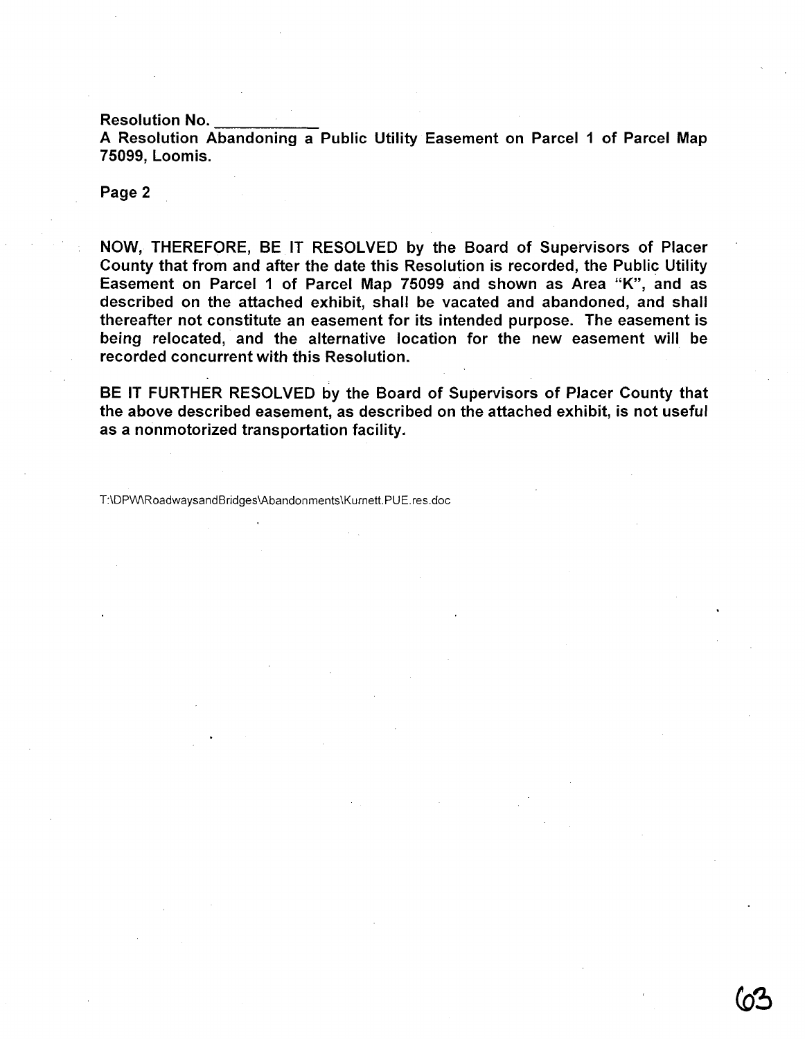**Resolution No. \_\_\_\_\_\_\_\_\_\_\_\_**
**A Resolution Abandoning a Public Utility Easement on Parcel 1 of Parcel Map 75099, Loomis.**

**Page 2**

**NOW, THEREFORE, BE IT RESOLVED by the Board of Supervisors of Placer County that from and after the date this Resolution is recorded, the Public Utility Easement on Parcel 1 of Parcel Map 75099 and shown as Area "K", and as described on the attached exhibit, shall be vacated and abandoned, and shall thereafter not constitute an easement for its intended purpose. The easement is being relocated, and the alternative location for the new easement will be recorded concurrent with this Resolution.**

**BE IT FURTHER RESOLVED by the Board of Supervisors of Placer County that the above described easement, as described on the attached exhibit, is not useful as a nonmotorized transportation facility.**

T:\DPW\RoadwaysandBridges\Abandonments\Kurnett.PUE.res.doc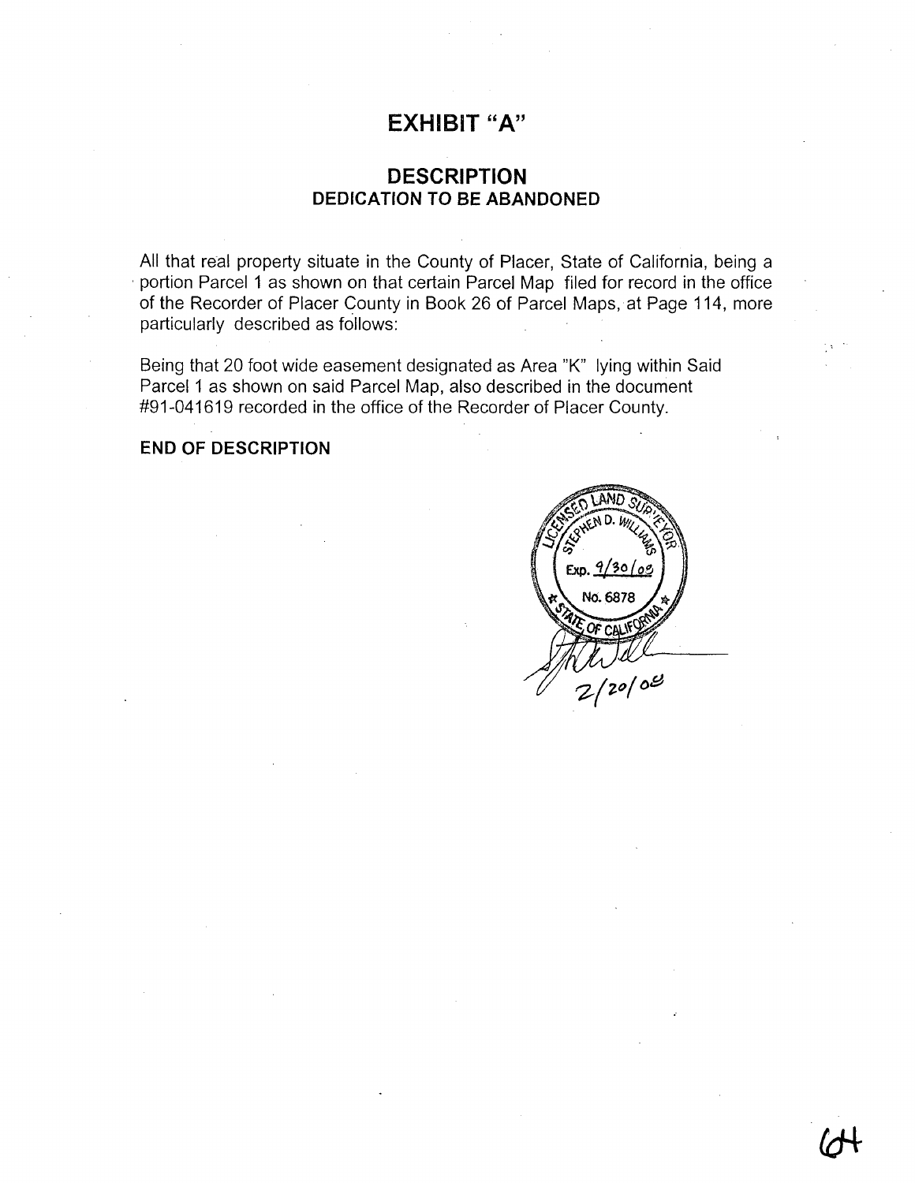# EXHIBIT "A"

## DESCRIPTION

### DEDICATION TO BE ABANDONED

All that real property situate in the County of Placer, State of California, being a portion Parcel 1 as shown on that certain Parcel Map filed for record in the office of the Recorder of Placer County in Book 26 of Parcel Maps, at Page 114, more particularly described as follows:

Being that 20 foot wide easement designated as Area "K" lying within Said Parcel 1 as shown on said Parcel Map, also described in the document #91-041619 recorded in the office of the Recorder of Placer County.

**END OF DESCRIPTION**

LICENSED LAND SURVEYOR
STEPHEN D. WILLIAMS
Exp. 9/30/09
No. 6878
STATE OF CALIFORNIA

2/20/09